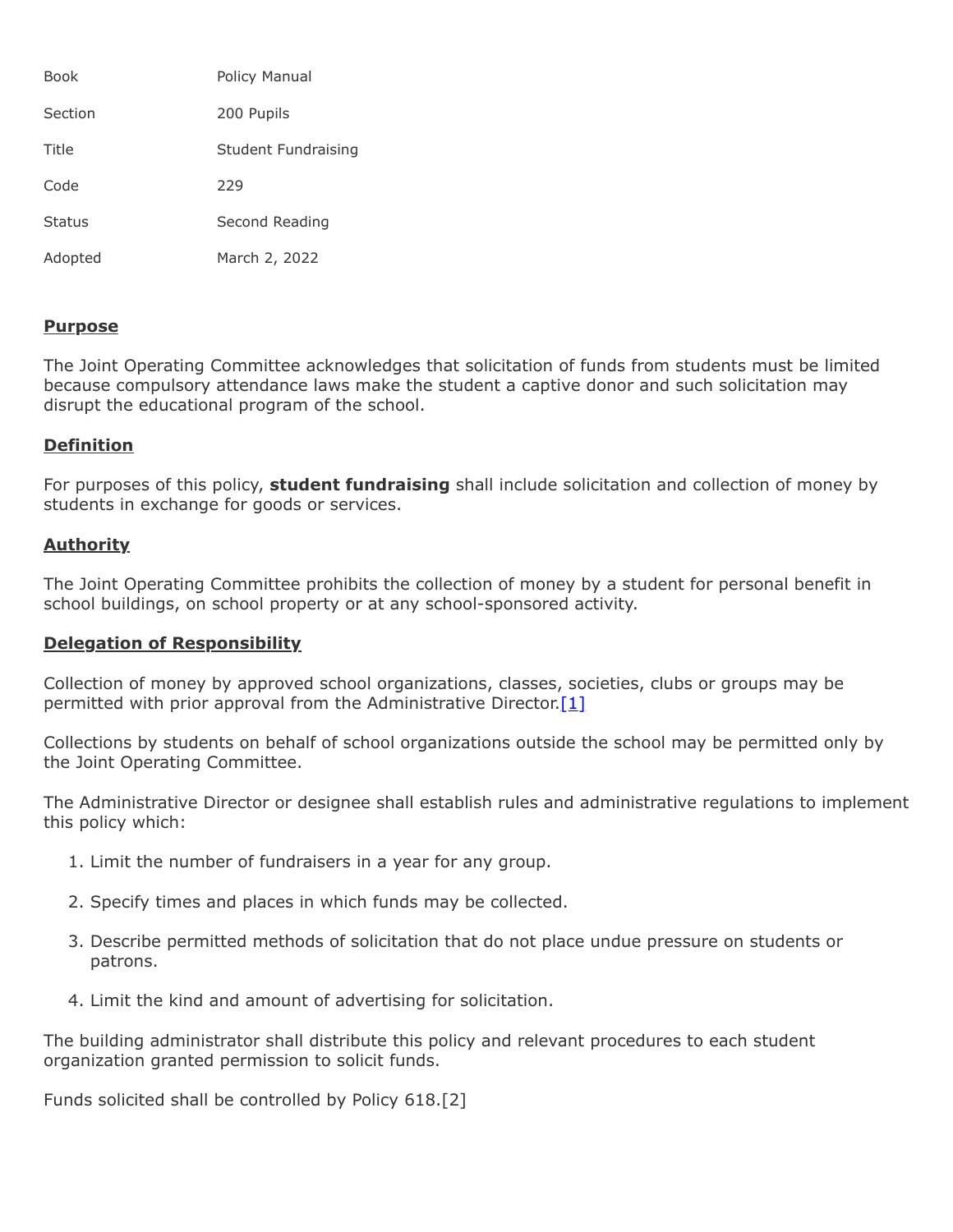| | |
|---|---|
| Book | Policy Manual |
| Section | 200 Pupils |
| Title | Student Fundraising |
| Code | 229 |
| Status | Second Reading |
| Adopted | March 2, 2022 |

## Purpose

The Joint Operating Committee acknowledges that solicitation of funds from students must be limited because compulsory attendance laws make the student a captive donor and such solicitation may disrupt the educational program of the school.

## Definition

For purposes of this policy, **student fundraising** shall include solicitation and collection of money by students in exchange for goods or services.

## Authority

The Joint Operating Committee prohibits the collection of money by a student for personal benefit in school buildings, on school property or at any school-sponsored activity.

## Delegation of Responsibility

Collection of money by approved school organizations, classes, societies, clubs or groups may be permitted with prior approval from the Administrative Director.[1]

Collections by students on behalf of school organizations outside the school may be permitted only by the Joint Operating Committee.

The Administrative Director or designee shall establish rules and administrative regulations to implement this policy which:

1. Limit the number of fundraisers in a year for any group.

2. Specify times and places in which funds may be collected.

3. Describe permitted methods of solicitation that do not place undue pressure on students or patrons.

4. Limit the kind and amount of advertising for solicitation.

The building administrator shall distribute this policy and relevant procedures to each student organization granted permission to solicit funds.

Funds solicited shall be controlled by Policy 618.[2]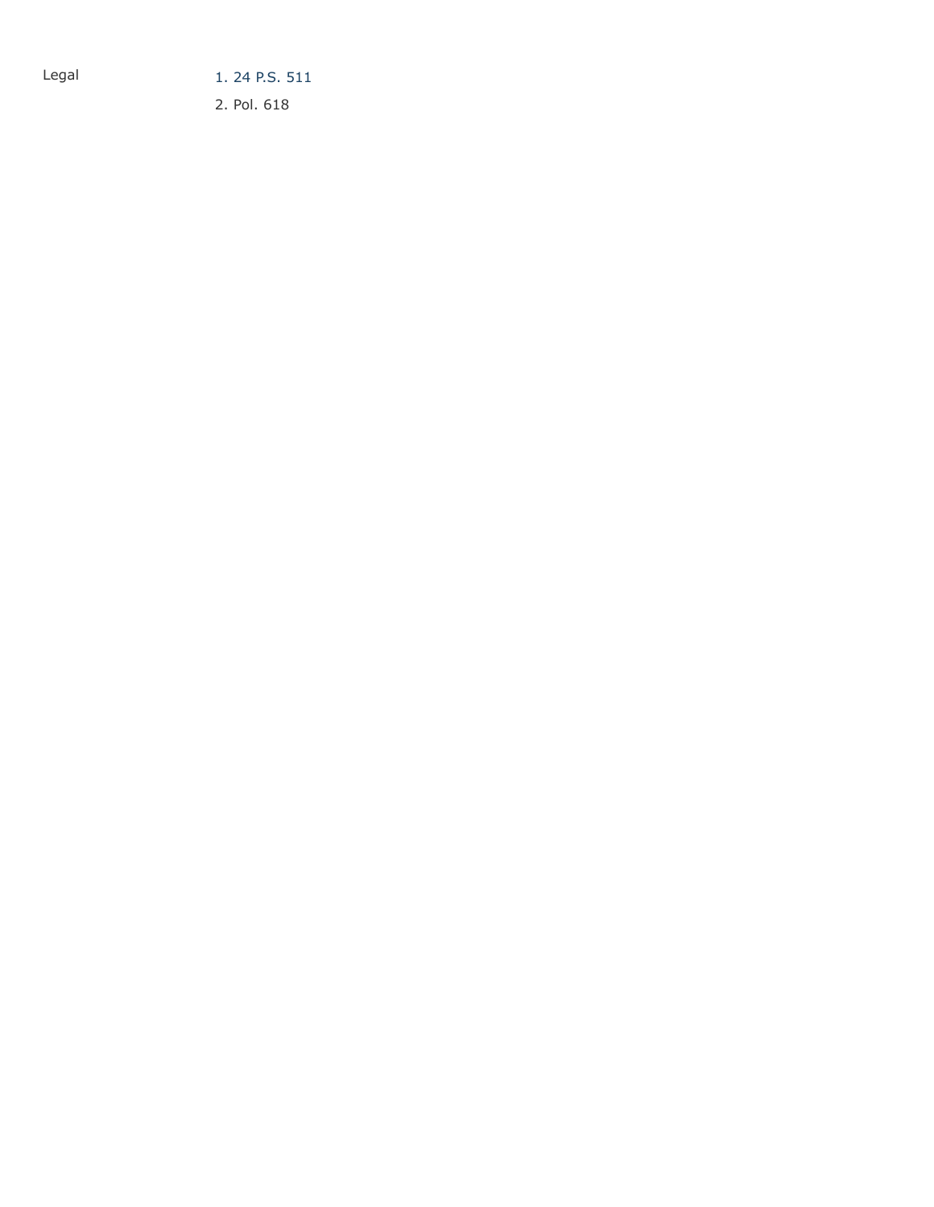| | |
|---|---|
| Legal | 1. 24 P.S. 511 |
| | 2. Pol. 618 |